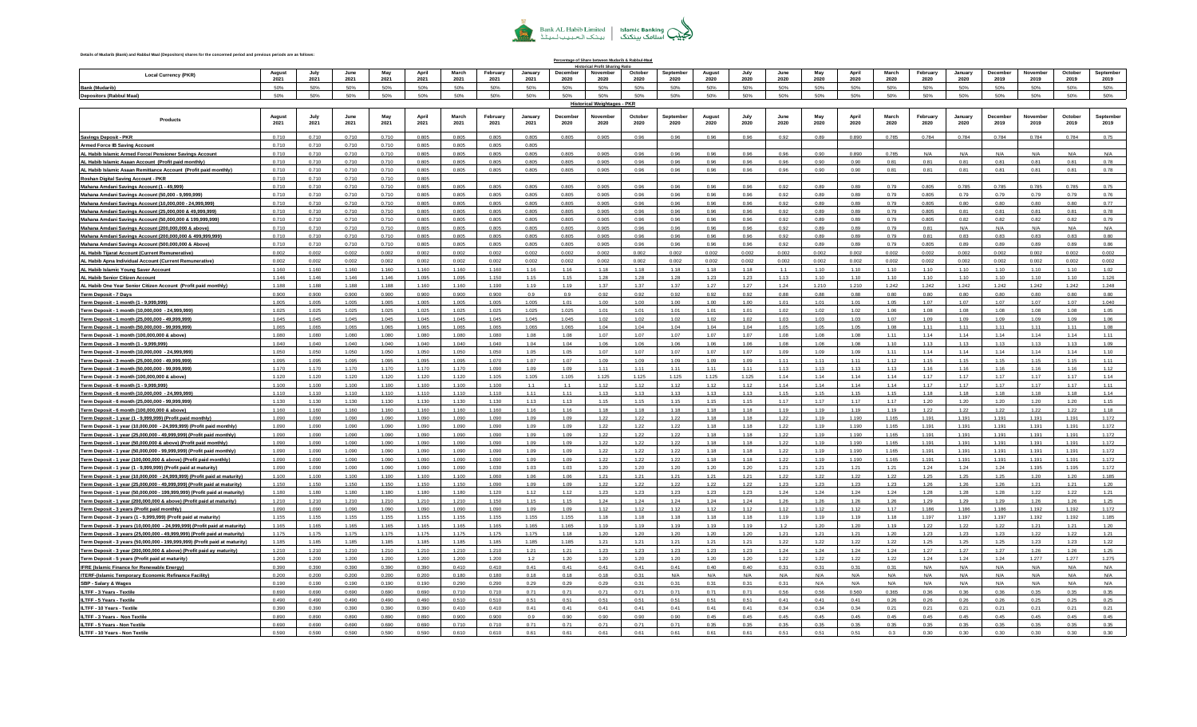Details of Mudarib (Bank) and Rabbul Maal (Depositors) shares for the concerned period and previous periods are as follows:

**Percentage of Share between Mudarib & Rabbul-Maal**

**Historical Profit Sharing Ratio**

| Local Currency (PKR) | August 2021 | July 2021 | June 2021 | May 2021 | April 2021 | March 2021 | February 2021 | January 2021 | December 2020 | November 2020 | October 2020 | September 2020 | August 2020 | July 2020 | June 2020 | May 2020 | April 2020 | March 2020 | February 2020 | January 2020 | December 2019 | November 2019 | October 2019 | September 2019 |
|---|---|---|---|---|---|---|---|---|---|---|---|---|---|---|---|---|---|---|---|---|---|---|---|---|
| Bank (Mudarib) | 50% | 50% | 50% | 50% | 50% | 50% | 50% | 50% | 50% | 50% | 50% | 50% | 50% | 50% | 50% | 50% | 50% | 50% | 50% | 50% | 50% | 50% | 50% | 50% |
| Depositors (Rabbul Maal) | 50% | 50% | 50% | 50% | 50% | 50% | 50% | 50% | 50% | 50% | 50% | 50% | 50% | 50% | 50% | 50% | 50% | 50% | 50% | 50% | 50% | 50% | 50% | 50% |

**Historical Weightages - PKR**

| Products | August 2021 | July 2021 | June 2021 | May 2021 | April 2021 | March 2021 | February 2021 | January 2021 | December 2020 | November 2020 | October 2020 | September 2020 | August 2020 | July 2020 | June 2020 | May 2020 | April 2020 | March 2020 | February 2020 | January 2020 | December 2019 | November 2019 | October 2019 | September 2019 |
|---|---|---|---|---|---|---|---|---|---|---|---|---|---|---|---|---|---|---|---|---|---|---|---|---|
| Savings Deposit - PKR | 0.710 | 0.710 | 0.710 | 0.710 | 0.805 | 0.805 | 0.805 | 0.805 | 0.805 | 0.905 | 0.96 | 0.96 | 0.96 | 0.96 | 0.92 | 0.89 | 0.890 | 0.785 | 0.784 | 0.784 | 0.784 | 0.784 | 0.784 | 0.75 |
| Armed Force IB Saving Account | 0.710 | 0.710 | 0.710 | 0.710 | 0.805 | 0.805 | 0.805 | 0.805 | | | | | | | | | | | | | | | | |
| AL Habib Islamic Armed Force/ Pensioner Savings Account | 0.710 | 0.710 | 0.710 | 0.710 | 0.805 | 0.805 | 0.805 | 0.805 | 0.805 | 0.905 | 0.96 | 0.96 | 0.96 | 0.96 | 0.96 | 0.90 | 0.890 | 0.785 | N/A | N/A | N/A | N/A | N/A | N/A |
| AL Habib Islamic Assan Account (Profit paid monthly) | 0.710 | 0.710 | 0.710 | 0.710 | 0.805 | 0.805 | 0.805 | 0.805 | 0.805 | 0.905 | 0.96 | 0.96 | 0.96 | 0.96 | 0.96 | 0.90 | 0.90 | 0.81 | 0.81 | 0.81 | 0.81 | 0.81 | 0.81 | 0.78 |
| AL Habib Islamic Assan Remittance Account (Profit paid monthly) | 0.710 | 0.710 | 0.710 | 0.710 | 0.805 | 0.805 | 0.805 | 0.805 | 0.805 | 0.905 | 0.96 | 0.96 | 0.96 | 0.96 | 0.96 | 0.90 | 0.90 | 0.81 | 0.81 | 0.81 | 0.81 | 0.81 | 0.81 | 0.78 |
| Roshan Digital Saving Account - PKR | 0.710 | 0.710 | 0.710 | 0.710 | 0.805 | | | | | | | | | | | | | | | | | | | |
| Mahana Amdani Savings Account (1 - 49,999) | 0.710 | 0.710 | 0.710 | 0.710 | 0.805 | 0.805 | 0.805 | 0.805 | 0.805 | 0.905 | 0.96 | 0.96 | 0.96 | 0.96 | 0.92 | 0.89 | 0.89 | 0.79 | 0.805 | 0.785 | 0.785 | 0.785 | 0.785 | 0.75 |
| Mahana Amdani Savings Account (50,000 - 9,999,999) | 0.710 | 0.710 | 0.710 | 0.710 | 0.805 | 0.805 | 0.805 | 0.805 | 0.805 | 0.905 | 0.96 | 0.96 | 0.96 | 0.96 | 0.92 | 0.89 | 0.89 | 0.79 | 0.805 | 0.79 | 0.79 | 0.79 | 0.79 | 0.76 |
| Mahana Amdani Savings Account (10,000,000 - 24,999,999) | 0.710 | 0.710 | 0.710 | 0.710 | 0.805 | 0.805 | 0.805 | 0.805 | 0.805 | 0.905 | 0.96 | 0.96 | 0.96 | 0.96 | 0.92 | 0.89 | 0.89 | 0.79 | 0.805 | 0.80 | 0.80 | 0.80 | 0.80 | 0.77 |
| Mahana Amdani Savings Account (25,000,000 & 49,999,999) | 0.710 | 0.710 | 0.710 | 0.710 | 0.805 | 0.805 | 0.805 | 0.805 | 0.805 | 0.905 | 0.96 | 0.96 | 0.96 | 0.96 | 0.92 | 0.89 | 0.89 | 0.79 | 0.805 | 0.81 | 0.81 | 0.81 | 0.81 | 0.78 |
| Mahana Amdani Savings Account (50,000,000 & 199,999,999) | 0.710 | 0.710 | 0.710 | 0.710 | 0.805 | 0.805 | 0.805 | 0.805 | 0.805 | 0.905 | 0.96 | 0.96 | 0.96 | 0.96 | 0.92 | 0.89 | 0.89 | 0.79 | 0.805 | 0.82 | 0.82 | 0.82 | 0.82 | 0.79 |
| Mahana Amdani Savings Account (200,000,000 & above) | 0.710 | 0.710 | 0.710 | 0.710 | 0.805 | 0.805 | 0.805 | 0.805 | 0.805 | 0.905 | 0.96 | 0.96 | 0.96 | 0.96 | 0.92 | 0.89 | 0.89 | 0.79 | 0.81 | N/A | N/A | N/A | N/A | N/A |
| Mahana Amdani Savings Account (200,000,000 & 499,999,999) | 0.710 | 0.710 | 0.710 | 0.710 | 0.805 | 0.805 | 0.805 | 0.805 | 0.805 | 0.905 | 0.96 | 0.96 | 0.96 | 0.96 | 0.92 | 0.89 | 0.89 | 0.79 | 0.81 | 0.83 | 0.83 | 0.83 | 0.83 | 0.80 |
| Mahana Amdani Savings Account (500,000,000 & Above) | 0.710 | 0.710 | 0.710 | 0.710 | 0.805 | 0.805 | 0.805 | 0.805 | 0.805 | 0.905 | 0.96 | 0.96 | 0.96 | 0.96 | 0.92 | 0.89 | 0.89 | 0.79 | 0.805 | 0.89 | 0.89 | 0.89 | 0.89 | 0.86 |
| AL Habib Tijarat Account (Current Remunerative) | 0.002 | 0.002 | 0.002 | 0.002 | 0.002 | 0.002 | 0.002 | 0.002 | 0.002 | 0.002 | 0.002 | 0.002 | 0.002 | 0.002 | 0.002 | 0.002 | 0.002 | 0.002 | 0.002 | 0.002 | 0.002 | 0.002 | 0.002 | 0.002 |
| AL Habib Apna Individual Account (Current Remunerative) | 0.002 | 0.002 | 0.002 | 0.002 | 0.002 | 0.002 | 0.002 | 0.002 | 0.002 | 0.002 | 0.002 | 0.002 | 0.002 | 0.002 | 0.002 | 0.002 | 0.002 | 0.002 | 0.002 | 0.002 | 0.002 | 0.002 | 0.002 | 0.002 |
| AL Habib Islamic Young Saver Account | 1.160 | 1.160 | 1.160 | 1.160 | 1.160 | 1.160 | 1.160 | 1.16 | 1.16 | 1.18 | 1.18 | 1.18 | 1.18 | 1.18 | 1.1 | 1.10 | 1.10 | 1.10 | 1.10 | 1.10 | 1.10 | 1.10 | 1.10 | 1.02 |
| AL Habib Senior Citizen Account | 1.146 | 1.146 | 1.146 | 1.146 | 1.095 | 1.095 | 1.150 | 1.15 | 1.15 | 1.28 | 1.28 | 1.28 | 1.23 | 1.23 | 1.13 | 1.10 | 1.10 | 1.10 | 1.10 | 1.10 | 1.10 | 1.10 | 1.10 | 1.126 |
| AL Habib One Year Senior Citizen Account (Profit paid monthly) | 1.188 | 1.188 | 1.188 | 1.188 | 1.160 | 1.160 | 1.190 | 1.19 | 1.19 | 1.37 | 1.37 | 1.37 | 1.27 | 1.27 | 1.24 | 1.210 | 1.210 | 1.242 | 1.242 | 1.242 | 1.242 | 1.242 | 1.242 | 1.248 |
| Term Deposit - 7 Days | 0.900 | 0.900 | 0.900 | 0.900 | 0.900 | 0.900 | 0.900 | 0.9 | 0.9 | 0.92 | 0.92 | 0.92 | 0.92 | 0.92 | 0.88 | 0.88 | 0.88 | 0.80 | 0.80 | 0.80 | 0.80 | 0.80 | 0.80 | 0.80 |
| Term Deposit - 1 month (1 - 9,999,999) | 1.005 | 1.005 | 1.005 | 1.005 | 1.005 | 1.005 | 1.005 | 1.005 | 1.01 | 1.00 | 1.00 | 1.00 | 1.00 | 1.00 | 1.01 | 1.01 | 1.01 | 1.05 | 1.07 | 1.07 | 1.07 | 1.07 | 1.07 | 1.040 |
| Term Deposit - 1 month (10,000,000 - 24,999,999) | 1.025 | 1.025 | 1.025 | 1.025 | 1.025 | 1.025 | 1.025 | 1.025 | 1.025 | 1.01 | 1.01 | 1.01 | 1.01 | 1.01 | 1.02 | 1.02 | 1.02 | 1.06 | 1.08 | 1.08 | 1.08 | 1.08 | 1.08 | 1.05 |
| Term Deposit - 1 month (25,000,000 - 49,999,999) | 1.045 | 1.045 | 1.045 | 1.045 | 1.045 | 1.045 | 1.045 | 1.045 | 1.045 | 1.02 | 1.02 | 1.02 | 1.02 | 1.02 | 1.03 | 1.03 | 1.03 | 1.07 | 1.09 | 1.09 | 1.09 | 1.09 | 1.09 | 1.06 |
| Term Deposit - 1 month (50,000,000 - 99,999,999) | 1.065 | 1.065 | 1.065 | 1.065 | 1.065 | 1.065 | 1.065 | 1.065 | 1.065 | 1.04 | 1.04 | 1.04 | 1.04 | 1.04 | 1.05 | 1.05 | 1.05 | 1.08 | 1.11 | 1.11 | 1.11 | 1.11 | 1.11 | 1.08 |
| Term Deposit - 1 month (100,000,000 & above) | 1.080 | 1.080 | 1.080 | 1.080 | 1.080 | 1.080 | 1.080 | 1.08 | 1.08 | 1.07 | 1.07 | 1.07 | 1.07 | 1.07 | 1.08 | 1.08 | 1.08 | 1.11 | 1.14 | 1.14 | 1.14 | 1.14 | 1.14 | 1.11 |
| Term Deposit - 3 month (1 - 9,999,999) | 1.040 | 1.040 | 1.040 | 1.040 | 1.040 | 1.040 | 1.040 | 1.04 | 1.04 | 1.06 | 1.06 | 1.06 | 1.06 | 1.06 | 1.08 | 1.08 | 1.08 | 1.10 | 1.13 | 1.13 | 1.13 | 1.13 | 1.13 | 1.09 |
| Term Deposit - 3 month (10,000,000 - 24,999,999) | 1.050 | 1.050 | 1.050 | 1.050 | 1.050 | 1.050 | 1.050 | 1.05 | 1.05 | 1.07 | 1.07 | 1.07 | 1.07 | 1.07 | 1.09 | 1.09 | 1.09 | 1.11 | 1.14 | 1.14 | 1.14 | 1.14 | 1.14 | 1.10 |
| Term Deposit - 3 month (25,000,000 - 49,999,999) | 1.095 | 1.095 | 1.095 | 1.095 | 1.095 | 1.095 | 1.070 | 1.07 | 1.07 | 1.09 | 1.09 | 1.09 | 1.09 | 1.09 | 1.11 | 1.11 | 1.11 | 1.12 | 1.15 | 1.15 | 1.15 | 1.15 | 1.15 | 1.11 |
| Term Deposit - 3 month (50,000,000 - 99,999,999) | 1.170 | 1.170 | 1.170 | 1.170 | 1.170 | 1.170 | 1.090 | 1.09 | 1.09 | 1.11 | 1.11 | 1.11 | 1.11 | 1.11 | 1.13 | 1.13 | 1.13 | 1.13 | 1.16 | 1.16 | 1.16 | 1.16 | 1.16 | 1.12 |
| Term Deposit - 3 month (100,000,000 & above) | 1.120 | 1.120 | 1.120 | 1.120 | 1.120 | 1.120 | 1.105 | 1.105 | 1.105 | 1.125 | 1.125 | 1.125 | 1.125 | 1.125 | 1.14 | 1.14 | 1.14 | 1.14 | 1.17 | 1.17 | 1.17 | 1.17 | 1.17 | 1.14 |
| Term Deposit - 6 month (1 - 9,999,999) | 1.100 | 1.100 | 1.100 | 1.100 | 1.100 | 1.100 | 1.100 | 1.1 | 1.1 | 1.12 | 1.12 | 1.12 | 1.12 | 1.12 | 1.14 | 1.14 | 1.14 | 1.14 | 1.17 | 1.17 | 1.17 | 1.17 | 1.17 | 1.11 |
| Term Deposit - 6 month (10,000,000 - 24,999,999) | 1.110 | 1.110 | 1.110 | 1.110 | 1.110 | 1.110 | 1.110 | 1.11 | 1.11 | 1.13 | 1.13 | 1.13 | 1.13 | 1.13 | 1.15 | 1.15 | 1.15 | 1.15 | 1.18 | 1.18 | 1.18 | 1.18 | 1.18 | 1.14 |
| Term Deposit - 6 month (25,000,000 - 99,999,999) | 1.130 | 1.130 | 1.130 | 1.130 | 1.130 | 1.130 | 1.130 | 1.13 | 1.13 | 1.15 | 1.15 | 1.15 | 1.15 | 1.15 | 1.17 | 1.17 | 1.17 | 1.17 | 1.20 | 1.20 | 1.20 | 1.20 | 1.20 | 1.15 |
| Term Deposit - 6 month (100,000,000 & above) | 1.160 | 1.160 | 1.160 | 1.160 | 1.160 | 1.160 | 1.160 | 1.16 | 1.16 | 1.18 | 1.18 | 1.18 | 1.18 | 1.18 | 1.19 | 1.19 | 1.19 | 1.19 | 1.22 | 1.22 | 1.22 | 1.22 | 1.22 | 1.18 |
| Term Deposit - 1 year (1 - 9,999,999) (Profit paid monthly) | 1.090 | 1.090 | 1.090 | 1.090 | 1.090 | 1.090 | 1.090 | 1.09 | 1.09 | 1.22 | 1.22 | 1.22 | 1.18 | 1.18 | 1.22 | 1.19 | 1.190 | 1.165 | 1.191 | 1.191 | 1.191 | 1.191 | 1.191 | 1.172 |
| Term Deposit - 1 year (10,000,000 - 24,999,999) (Profit paid monthly) | 1.090 | 1.090 | 1.090 | 1.090 | 1.090 | 1.090 | 1.090 | 1.09 | 1.09 | 1.22 | 1.22 | 1.22 | 1.18 | 1.18 | 1.22 | 1.19 | 1.190 | 1.165 | 1.191 | 1.191 | 1.191 | 1.191 | 1.191 | 1.172 |
| Term Deposit - 1 year (25,000,000 - 49,999,999) (Profit paid monthly) | 1.090 | 1.090 | 1.090 | 1.090 | 1.090 | 1.090 | 1.090 | 1.09 | 1.09 | 1.22 | 1.22 | 1.22 | 1.18 | 1.18 | 1.22 | 1.19 | 1.190 | 1.165 | 1.191 | 1.191 | 1.191 | 1.191 | 1.191 | 1.172 |
| Term Deposit - 1 year (50,000,000 & above) (Profit paid monthly) | 1.090 | 1.090 | 1.090 | 1.090 | 1.090 | 1.090 | 1.090 | 1.09 | 1.09 | 1.22 | 1.22 | 1.22 | 1.18 | 1.18 | 1.22 | 1.19 | 1.190 | 1.165 | 1.191 | 1.191 | 1.191 | 1.191 | 1.191 | 1.172 |
| Term Deposit - 1 year (50,000,000 - 99,999,999) (Profit paid monthly) | 1.090 | 1.090 | 1.090 | 1.090 | 1.090 | 1.090 | 1.090 | 1.09 | 1.09 | 1.22 | 1.22 | 1.22 | 1.18 | 1.18 | 1.22 | 1.19 | 1.190 | 1.165 | 1.191 | 1.191 | 1.191 | 1.191 | 1.191 | 1.172 |
| Term Deposit - 1 year (100,000,000 & above) (Profit paid monthly) | 1.090 | 1.090 | 1.090 | 1.090 | 1.090 | 1.090 | 1.090 | 1.09 | 1.09 | 1.22 | 1.22 | 1.22 | 1.18 | 1.18 | 1.22 | 1.19 | 1.190 | 1.165 | 1.191 | 1.191 | 1.191 | 1.191 | 1.191 | 1.172 |
| Term Deposit - 1 year (1 - 9,999,999) (Profit paid at maturity) | 1.090 | 1.090 | 1.090 | 1.090 | 1.090 | 1.090 | 1.030 | 1.03 | 1.03 | 1.20 | 1.20 | 1.20 | 1.20 | 1.20 | 1.20 | 1.21 | 1.21 | 1.21 | 1.24 | 1.24 | 1.24 | 1.195 | 1.195 | 1.172 |
| Term Deposit - 1 year (10,000,000 - 24,999,999) (Profit paid at maturity) | 1.100 | 1.100 | 1.100 | 1.100 | 1.100 | 1.100 | 1.060 | 1.06 | 1.06 | 1.21 | 1.21 | 1.21 | 1.21 | 1.21 | 1.22 | 1.22 | 1.22 | 1.22 | 1.25 | 1.25 | 1.25 | 1.20 | 1.20 | 1.185 |
| Term Deposit - 1 year (25,000,000 - 49,999,999) (Profit paid at maturity) | 1.150 | 1.150 | 1.150 | 1.150 | 1.150 | 1.150 | 1.090 | 1.09 | 1.09 | 1.22 | 1.22 | 1.22 | 1.22 | 1.22 | 1.23 | 1.23 | 1.23 | 1.23 | 1.26 | 1.26 | 1.26 | 1.21 | 1.21 | 1.20 |
| Term Deposit - 1 year (50,000,000 - 199,999,999) (Profit paid at maturity) | 1.180 | 1.180 | 1.180 | 1.180 | 1.180 | 1.180 | 1.120 | 1.12 | 1.12 | 1.23 | 1.23 | 1.23 | 1.23 | 1.23 | 1.24 | 1.24 | 1.24 | 1.24 | 1.28 | 1.28 | 1.28 | 1.22 | 1.22 | 1.21 |
| Term Deposit - 1 year (200,000,000 & above) (Profit paid at maturity) | 1.210 | 1.210 | 1.210 | 1.210 | 1.210 | 1.210 | 1.150 | 1.15 | 1.15 | 1.24 | 1.24 | 1.24 | 1.24 | 1.24 | 1.26 | 1.26 | 1.26 | 1.26 | 1.29 | 1.29 | 1.29 | 1.26 | 1.26 | 1.25 |
| Term Deposit - 3 years (Profit paid monthly) | 1.090 | 1.090 | 1.090 | 1.090 | 1.090 | 1.090 | 1.090 | 1.09 | 1.09 | 1.12 | 1.12 | 1.12 | 1.12 | 1.12 | 1.12 | 1.12 | 1.17 | 1.186 | 1.186 | 1.186 | 1.186 | 1.192 | 1.192 | 1.172 |
| Term Deposit - 3 years (1 - 9,999,999) (Profit paid at maturity) | 1.155 | 1.155 | 1.155 | 1.155 | 1.155 | 1.155 | 1.155 | 1.155 | 1.155 | 1.18 | 1.18 | 1.18 | 1.18 | 1.18 | 1.19 | 1.19 | 1.19 | 1.18 | 1.197 | 1.197 | 1.197 | 1.192 | 1.192 | 1.185 |
| Term Deposit - 3 years (10,000,000 - 24,999,999) (Profit paid at maturity) | 1.165 | 1.165 | 1.165 | 1.165 | 1.165 | 1.165 | 1.165 | 1.165 | 1.165 | 1.19 | 1.19 | 1.19 | 1.19 | 1.19 | 1.2 | 1.20 | 1.20 | 1.19 | 1.22 | 1.22 | 1.22 | 1.21 | 1.21 | 1.20 |
| Term Deposit - 3 years (25,000,000 - 49,999,999) (Profit paid at maturity) | 1.175 | 1.175 | 1.175 | 1.175 | 1.175 | 1.175 | 1.175 | 1.175 | 1.18 | 1.20 | 1.20 | 1.20 | 1.20 | 1.20 | 1.21 | 1.21 | 1.21 | 1.20 | 1.23 | 1.23 | 1.23 | 1.22 | 1.22 | 1.21 |
| Term Deposit - 3 years (50,000,000 - 199,999,999) (Profit paid at maturity) | 1.185 | 1.185 | 1.185 | 1.185 | 1.185 | 1.185 | 1.185 | 1.185 | 1.185 | 1.21 | 1.21 | 1.21 | 1.21 | 1.21 | 1.22 | 1.22 | 1.22 | 1.22 | 1.25 | 1.25 | 1.25 | 1.23 | 1.23 | 1.22 |
| Term Deposit - 3 year (200,000,000 & above) (Profit paid ay maturity) | 1.210 | 1.210 | 1.210 | 1.210 | 1.210 | 1.210 | 1.210 | 1.21 | 1.21 | 1.23 | 1.23 | 1.23 | 1.23 | 1.23 | 1.24 | 1.24 | 1.24 | 1.24 | 1.27 | 1.27 | 1.27 | 1.26 | 1.26 | 1.25 |
| Term Deposit - 5 years (Profit paid at maturity) | 1.200 | 1.200 | 1.200 | 1.200 | 1.200 | 1.200 | 1.200 | 1.2 | 1.20 | 1.20 | 1.20 | 1.20 | 1.20 | 1.20 | 1.22 | 1.22 | 1.22 | 1.22 | 1.24 | 1.24 | 1.24 | 1.277 | 1.277 | 1.275 |
| IFRE (Islamic Finance for Renewable Energy) | 0.390 | 0.390 | 0.390 | 0.390 | 0.390 | 0.410 | 0.410 | 0.41 | 0.41 | 0.41 | 0.41 | 0.41 | 0.40 | 0.40 | 0.31 | 0.31 | 0.31 | N/A | N/A | N/A | N/A | N/A | N/A | N/A |
| ITERF-(Islamic Temporary Economic Refinance Facility) | 0.200 | 0.200 | 0.200 | 0.200 | 0.200 | 0.180 | 0.180 | 0.18 | 0.18 | 0.18 | 0.31 | N/A | N/A | N/A | N/A | N/A | N/A | N/A | N/A | N/A | N/A | N/A | N/A | N/A |
| SBP - Salary & Wages | 0.190 | 0.190 | 0.190 | 0.190 | 0.190 | 0.290 | 0.290 | 0.29 | 0.29 | 0.29 | 0.29 | 0.31 | 0.31 | 0.31 | 0.31 | N/A | N/A | N/A | N/A | N/A | N/A | N/A | N/A | N/A |
| ILTFF - 3 Years - Textile | 0.690 | 0.690 | 0.690 | 0.690 | 0.690 | 0.710 | 0.710 | 0.71 | 0.71 | 0.71 | 0.71 | 0.71 | 0.71 | 0.71 | 0.56 | 0.56 | 0.560 | 0.365 | 0.36 | 0.36 | 0.36 | 0.35 | 0.35 | 0.35 |
| ILTFF - 5 Years - Textile | 0.490 | 0.490 | 0.490 | 0.490 | 0.490 | 0.510 | 0.510 | 0.51 | 0.51 | 0.51 | 0.51 | 0.51 | 0.51 | 0.51 | 0.41 | 0.41 | 0.41 | 0.26 | 0.26 | 0.26 | 0.26 | 0.25 | 0.25 | 0.25 |
| ILTFF - 10 Years - Textile | 0.390 | 0.390 | 0.390 | 0.390 | 0.390 | 0.410 | 0.410 | 0.41 | 0.41 | 0.41 | 0.41 | 0.41 | 0.41 | 0.41 | 0.34 | 0.34 | 0.34 | 0.21 | 0.21 | 0.21 | 0.21 | 0.21 | 0.21 | 0.21 |
| ILTFF - 3 Years - Non Textile | 0.890 | 0.890 | 0.890 | 0.890 | 0.890 | 0.900 | 0.900 | 0.9 | 0.90 | 0.90 | 0.90 | 0.90 | 0.45 | 0.45 | 0.45 | 0.45 | 0.45 | 0.45 | 0.45 | 0.45 | 0.45 | 0.45 | 0.45 | 0.45 |
| ILTFF - 5 Years - Non Textile | 0.690 | 0.690 | 0.690 | 0.690 | 0.690 | 0.710 | 0.710 | 0.71 | 0.71 | 0.71 | 0.71 | 0.71 | 0.35 | 0.35 | 0.35 | 0.35 | 0.35 | 0.35 | 0.35 | 0.35 | 0.35 | 0.35 | 0.35 | 0.35 |
| ILTFF - 10 Years - Non Textile | 0.590 | 0.590 | 0.590 | 0.590 | 0.590 | 0.610 | 0.610 | 0.61 | 0.61 | 0.61 | 0.61 | 0.61 | 0.61 | 0.61 | 0.51 | 0.51 | 0.51 | 0.3 | 0.30 | 0.30 | 0.30 | 0.30 | 0.30 | 0.30 |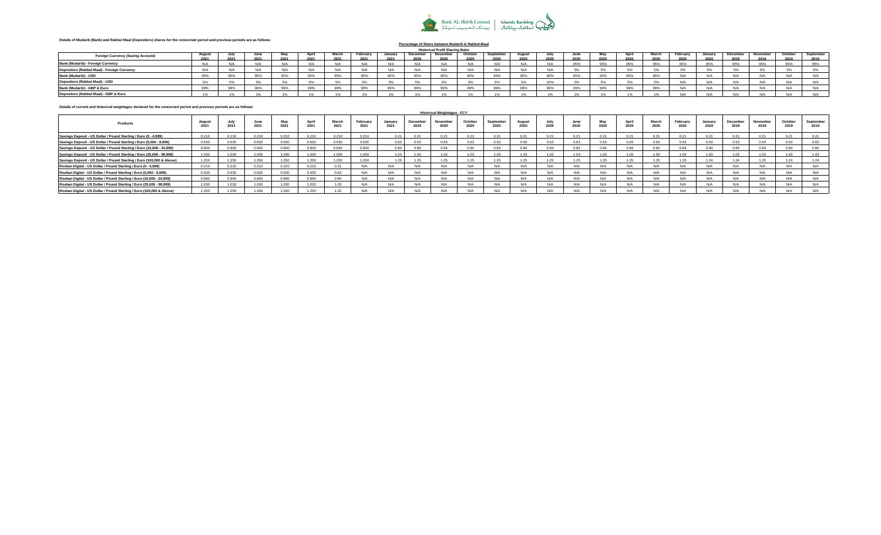Bank AL Habib Limited | Islamic Banking

Details of Mudarib (Bank) and Rabbul Maal (Depositors) shares for the concerned period and previous periods are as follows:

**Percentage of Share between Mudarib & Rabbul-Maal**

**Historical Profit Sharing Ratio**

| Foreign Currency (Saving Account) | August 2021 | July 2021 | June 2021 | May 2021 | April 2021 | March 2021 | February 2021 | January 2021 | December 2020 | November 2020 | October 2020 | September 2020 | August 2020 | July 2020 | June 2020 | May 2020 | April 2020 | March 2020 | February 2020 | January 2020 | December 2019 | November 2019 | October 2019 | September 2019 |
|---|---|---|---|---|---|---|---|---|---|---|---|---|---|---|---|---|---|---|---|---|---|---|---|---|
| Bank (Mudarib) - Foreign Currency | N/A | N/A | N/A | N/A | N/A | N/A | N/A | N/A | N/A | N/A | N/A | N/A | N/A | N/A | 95% | 95% | 95% | 95% | 95% | 95% | 95% | 95% | 95% | 95% |
| Depositors (Rabbul Maal) - Foreign Currency | N/A | N/A | N/A | N/A | N/A | N/A | N/A | N/A | N/A | N/A | N/A | N/A | N/A | N/A | 5% | 5% | 5% | 5% | 5% | 5% | 5% | 5% | 5% | 5% |
| Bank (Mudarib) - USD | 95% | 95% | 95% | 95% | 95% | 95% | 95% | 95% | 95% | 95% | 95% | 95% | 95% | 90% | 95% | 95% | 95% | 95% | N/A | N/A | N/A | N/A | N/A | N/A |
| Depositors (Rabbul Maal) - USD | 5% | 5% | 5% | 5% | 5% | 5% | 5% | 5% | 5% | 5% | 5% | 5% | 5% | 10% | 5% | 5% | 5% | 5% | N/A | N/A | N/A | N/A | N/A | N/A |
| Bank (Mudarib) - GBP & Euro | 99% | 99% | 99% | 99% | 99% | 99% | 99% | 99% | 99% | 99% | 99% | 99% | 99% | 99% | 99% | 99% | 99% | 99% | N/A | N/A | N/A | N/A | N/A | N/A |
| Depositors (Rabbul Maal) - GBP & Euro | 1% | 1% | 1% | 1% | 1% | 1% | 1% | 1% | 1% | 1% | 1% | 1% | 1% | 1% | 1% | 1% | 1% | 1% | N/A | N/A | N/A | N/A | N/A | N/A |

Details of current and historical weightages declared for the concerned period and previous periods are as follows:

**Historical Weightages - FCY**

| Products | August 2021 | July 2021 | June 2021 | May 2021 | April 2021 | March 2021 | February 2021 | January 2021 | December 2020 | November 2020 | October 2020 | September 2020 | August 2020 | July 2020 | June 2020 | May 2020 | April 2020 | March 2020 | February 2020 | January 2020 | December 2019 | November 2019 | October 2019 | September 2019 |
|---|---|---|---|---|---|---|---|---|---|---|---|---|---|---|---|---|---|---|---|---|---|---|---|---|
| Savings Deposit - US Dollar / Pound Sterling / Euro (0 - 4,999) | 0.210 | 0.210 | 0.210 | 0.210 | 0.210 | 0.210 | 0.210 | 0.21 | 0.21 | 0.21 | 0.21 | 0.21 | 0.21 | 0.21 | 0.21 | 0.21 | 0.21 | 0.21 | 0.21 | 0.21 | 0.21 | 0.21 | 0.21 | 0.21 |
| Savings Deposit - US Dollar / Pound Sterling / Euro (5,000 - 9,999) | 0.630 | 0.630 | 0.630 | 0.630 | 0.630 | 0.630 | 0.630 | 0.63 | 0.63 | 0.63 | 0.63 | 0.63 | 0.63 | 0.63 | 0.63 | 0.63 | 0.63 | 0.63 | 0.63 | 0.63 | 0.63 | 0.63 | 0.63 | 0.63 |
| Savings Deposit - US Dollar / Pound Sterling / Euro (10,000 - 24,999) | 0.840 | 0.840 | 0.840 | 0.840 | 0.840 | 0.840 | 0.840 | 0.84 | 0.84 | 0.84 | 0.84 | 0.84 | 0.84 | 0.84 | 0.84 | 0.84 | 0.84 | 0.84 | 0.84 | 0.84 | 0.84 | 0.84 | 0.84 | 0.84 |
| Savings Deposit - US Dollar / Pound Sterling / Euro (25,000 - 99,999) | 1.030 | 1.030 | 1.030 | 1.030 | 1.030 | 1.030 | 1.030 | 1.03 | 1.03 | 1.03 | 1.03 | 1.03 | 1.03 | 1.03 | 1.03 | 1.03 | 1.03 | 1.03 | 1.03 | 1.03 | 1.03 | 1.03 | 1.03 | 1.03 |
| Savings Deposit - US Dollar / Pound Sterling / Euro (100,000 & Above) | 1.250 | 1.250 | 1.250 | 1.250 | 1.250 | 1.250 | 1.250 | 1.25 | 1.25 | 1.25 | 1.25 | 1.25 | 1.25 | 1.25 | 1.25 | 1.25 | 1.25 | 1.25 | 1.25 | 1.24 | 1.24 | 1.25 | 1.24 | 1.24 |
| Roshan Digital - US Dollar / Pound Sterling / Euro (0 - 4,999) | 0.210 | 0.210 | 0.210 | 0.210 | 0.210 | 0.21 | N/A | N/A | N/A | N/A | N/A | N/A | N/A | N/A | N/A | N/A | N/A | N/A | N/A | N/A | N/A | N/A | N/A | N/A |
| Roshan Digital - US Dollar / Pound Sterling / Euro (5,000 - 9,999) | 0.630 | 0.630 | 0.630 | 0.630 | 0.630 | 0.63 | N/A | N/A | N/A | N/A | N/A | N/A | N/A | N/A | N/A | N/A | N/A | N/A | N/A | N/A | N/A | N/A | N/A | N/A |
| Roshan Digital - US Dollar / Pound Sterling / Euro (10,000 - 24,999) | 0.840 | 0.840 | 0.840 | 0.840 | 0.840 | 0.84 | N/A | N/A | N/A | N/A | N/A | N/A | N/A | N/A | N/A | N/A | N/A | N/A | N/A | N/A | N/A | N/A | N/A | N/A |
| Roshan Digital - US Dollar / Pound Sterling / Euro (25,000 - 99,999) | 1.030 | 1.030 | 1.030 | 1.030 | 1.030 | 1.03 | N/A | N/A | N/A | N/A | N/A | N/A | N/A | N/A | N/A | N/A | N/A | N/A | N/A | N/A | N/A | N/A | N/A | N/A |
| Roshan Digital - US Dollar / Pound Sterling / Euro (100,000 & Above) | 1.250 | 1.250 | 1.250 | 1.250 | 1.250 | 1.25 | N/A | N/A | N/A | N/A | N/A | N/A | N/A | N/A | N/A | N/A | N/A | N/A | N/A | N/A | N/A | N/A | N/A | N/A |